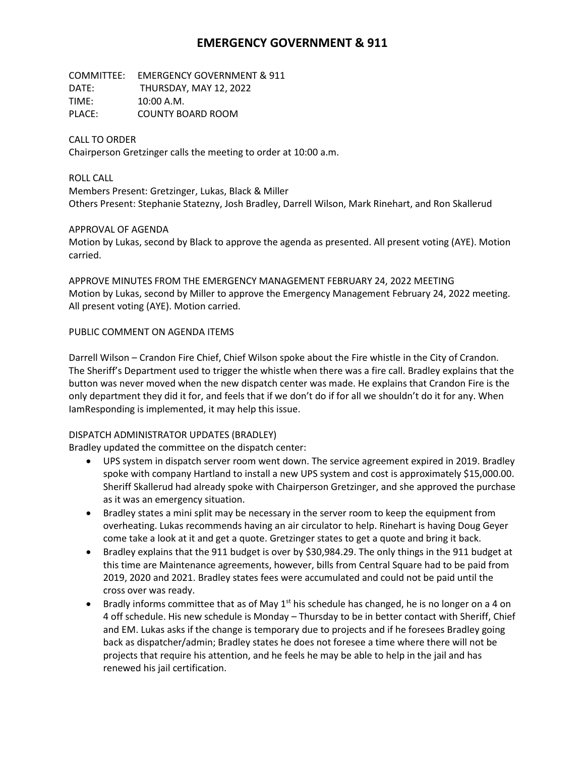# EMERGENCY GOVERNMENT & 911

COMMITTEE: EMERGENCY GOVERNMENT & 911
DATE: THURSDAY, MAY 12, 2022
TIME: 10:00 A.M.
PLACE: COUNTY BOARD ROOM

CALL TO ORDER
Chairperson Gretzinger calls the meeting to order at 10:00 a.m.

ROLL CALL
Members Present: Gretzinger, Lukas, Black & Miller
Others Present: Stephanie Statezny, Josh Bradley, Darrell Wilson, Mark Rinehart, and Ron Skallerud

APPROVAL OF AGENDA
Motion by Lukas, second by Black to approve the agenda as presented. All present voting (AYE). Motion carried.

APPROVE MINUTES FROM THE EMERGENCY MANAGEMENT FEBRUARY 24, 2022 MEETING
Motion by Lukas, second by Miller to approve the Emergency Management February 24, 2022 meeting. All present voting (AYE). Motion carried.

PUBLIC COMMENT ON AGENDA ITEMS

Darrell Wilson – Crandon Fire Chief, Chief Wilson spoke about the Fire whistle in the City of Crandon. The Sheriff's Department used to trigger the whistle when there was a fire call. Bradley explains that the button was never moved when the new dispatch center was made. He explains that Crandon Fire is the only department they did it for, and feels that if we don't do if for all we shouldn't do it for any. When IamResponding is implemented, it may help this issue.

DISPATCH ADMINISTRATOR UPDATES (BRADLEY)
Bradley updated the committee on the dispatch center:

- UPS system in dispatch server room went down. The service agreement expired in 2019. Bradley spoke with company Hartland to install a new UPS system and cost is approximately $15,000.00. Sheriff Skallerud had already spoke with Chairperson Gretzinger, and she approved the purchase as it was an emergency situation.
- Bradley states a mini split may be necessary in the server room to keep the equipment from overheating. Lukas recommends having an air circulator to help. Rinehart is having Doug Geyer come take a look at it and get a quote. Gretzinger states to get a quote and bring it back.
- Bradley explains that the 911 budget is over by $30,984.29. The only things in the 911 budget at this time are Maintenance agreements, however, bills from Central Square had to be paid from 2019, 2020 and 2021. Bradley states fees were accumulated and could not be paid until the cross over was ready.
- Bradly informs committee that as of May 1st his schedule has changed, he is no longer on a 4 on 4 off schedule. His new schedule is Monday – Thursday to be in better contact with Sheriff, Chief and EM. Lukas asks if the change is temporary due to projects and if he foresees Bradley going back as dispatcher/admin; Bradley states he does not foresee a time where there will not be projects that require his attention, and he feels he may be able to help in the jail and has renewed his jail certification.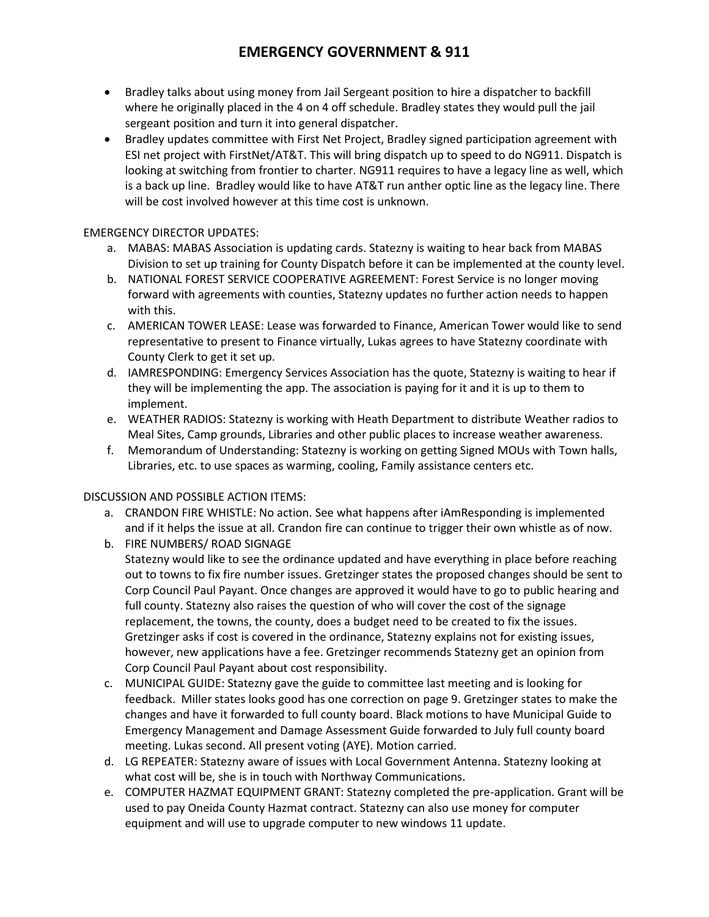# EMERGENCY GOVERNMENT & 911

- Bradley talks about using money from Jail Sergeant position to hire a dispatcher to backfill where he originally placed in the 4 on 4 off schedule. Bradley states they would pull the jail sergeant position and turn it into general dispatcher.
- Bradley updates committee with First Net Project, Bradley signed participation agreement with ESI net project with FirstNet/AT&T. This will bring dispatch up to speed to do NG911. Dispatch is looking at switching from frontier to charter. NG911 requires to have a legacy line as well, which is a back up line. Bradley would like to have AT&T run anther optic line as the legacy line. There will be cost involved however at this time cost is unknown.

EMERGENCY DIRECTOR UPDATES:

a. MABAS: MABAS Association is updating cards. Statezny is waiting to hear back from MABAS Division to set up training for County Dispatch before it can be implemented at the county level.
b. NATIONAL FOREST SERVICE COOPERATIVE AGREEMENT: Forest Service is no longer moving forward with agreements with counties, Statezny updates no further action needs to happen with this.
c. AMERICAN TOWER LEASE: Lease was forwarded to Finance, American Tower would like to send representative to present to Finance virtually, Lukas agrees to have Statezny coordinate with County Clerk to get it set up.
d. IAMRESPONDING: Emergency Services Association has the quote, Statezny is waiting to hear if they will be implementing the app. The association is paying for it and it is up to them to implement.
e. WEATHER RADIOS: Statezny is working with Heath Department to distribute Weather radios to Meal Sites, Camp grounds, Libraries and other public places to increase weather awareness.
f. Memorandum of Understanding: Statezny is working on getting Signed MOUs with Town halls, Libraries, etc. to use spaces as warming, cooling, Family assistance centers etc.

DISCUSSION AND POSSIBLE ACTION ITEMS:

a. CRANDON FIRE WHISTLE: No action. See what happens after iAmResponding is implemented and if it helps the issue at all. Crandon fire can continue to trigger their own whistle as of now.
b. FIRE NUMBERS/ ROAD SIGNAGE
   Statezny would like to see the ordinance updated and have everything in place before reaching out to towns to fix fire number issues. Gretzinger states the proposed changes should be sent to Corp Council Paul Payant. Once changes are approved it would have to go to public hearing and full county. Statezny also raises the question of who will cover the cost of the signage replacement, the towns, the county, does a budget need to be created to fix the issues. Gretzinger asks if cost is covered in the ordinance, Statezny explains not for existing issues, however, new applications have a fee. Gretzinger recommends Statezny get an opinion from Corp Council Paul Payant about cost responsibility.
c. MUNICIPAL GUIDE: Statezny gave the guide to committee last meeting and is looking for feedback. Miller states looks good has one correction on page 9. Gretzinger states to make the changes and have it forwarded to full county board. Black motions to have Municipal Guide to Emergency Management and Damage Assessment Guide forwarded to July full county board meeting. Lukas second. All present voting (AYE). Motion carried.
d. LG REPEATER: Statezny aware of issues with Local Government Antenna. Statezny looking at what cost will be, she is in touch with Northway Communications.
e. COMPUTER HAZMAT EQUIPMENT GRANT: Statezny completed the pre-application. Grant will be used to pay Oneida County Hazmat contract. Statezny can also use money for computer equipment and will use to upgrade computer to new windows 11 update.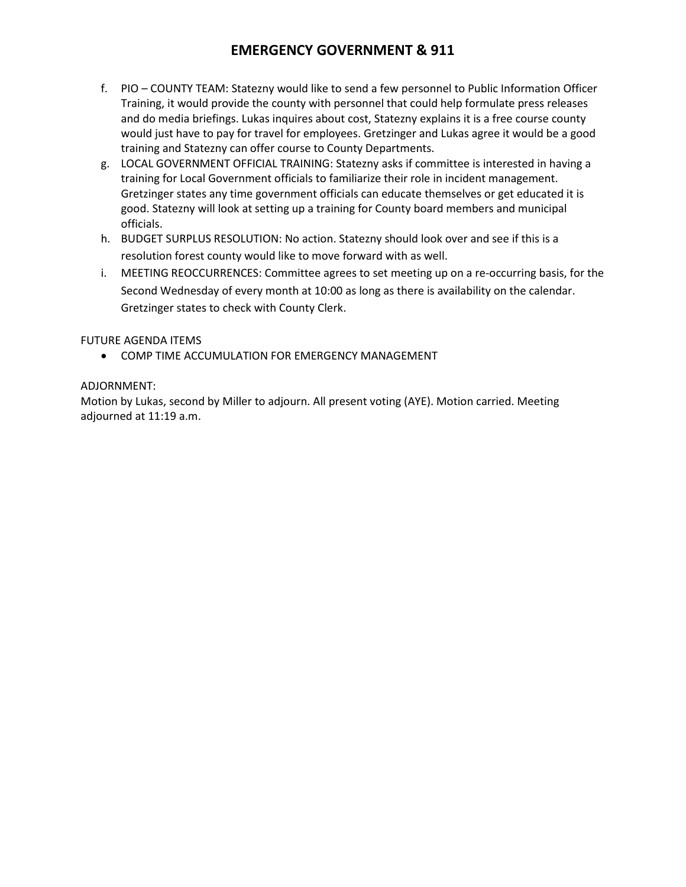f. PIO – COUNTY TEAM: Statezny would like to send a few personnel to Public Information Officer Training, it would provide the county with personnel that could help formulate press releases and do media briefings. Lukas inquires about cost, Statezny explains it is a free course county would just have to pay for travel for employees. Gretzinger and Lukas agree it would be a good training and Statezny can offer course to County Departments.

g. LOCAL GOVERNMENT OFFICIAL TRAINING: Statezny asks if committee is interested in having a training for Local Government officials to familiarize their role in incident management. Gretzinger states any time government officials can educate themselves or get educated it is good. Statezny will look at setting up a training for County board members and municipal officials.

h. BUDGET SURPLUS RESOLUTION: No action. Statezny should look over and see if this is a resolution forest county would like to move forward with as well.

i. MEETING REOCCURRENCES: Committee agrees to set meeting up on a re-occurring basis, for the Second Wednesday of every month at 10:00 as long as there is availability on the calendar. Gretzinger states to check with County Clerk.

FUTURE AGENDA ITEMS

- COMP TIME ACCUMULATION FOR EMERGENCY MANAGEMENT

ADJORNMENT:

Motion by Lukas, second by Miller to adjourn. All present voting (AYE). Motion carried. Meeting adjourned at 11:19 a.m.